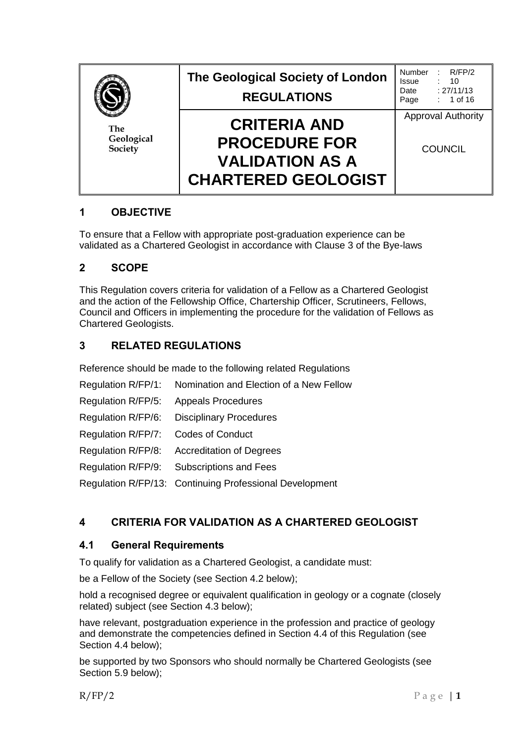| | | |
|---|---|---|
| The Geological Society | **The Geological Society of London** <br> **REGULATIONS** | Number : R/FP/2 <br> Issue : 10 <br> Date : 27/11/13 <br> Page : 1 of 16 |
| | **CRITERIA AND PROCEDURE FOR VALIDATION AS A CHARTERED GEOLOGIST** | Approval Authority <br> COUNCIL |

## 1 OBJECTIVE

To ensure that a Fellow with appropriate post-graduation experience can be validated as a Chartered Geologist in accordance with Clause 3 of the Bye-laws

## 2 SCOPE

This Regulation covers criteria for validation of a Fellow as a Chartered Geologist and the action of the Fellowship Office, Chartership Officer, Scrutineers, Fellows, Council and Officers in implementing the procedure for the validation of Fellows as Chartered Geologists.

## 3 RELATED REGULATIONS

Reference should be made to the following related Regulations

Regulation R/FP/1: Nomination and Election of a New Fellow

Regulation R/FP/5: Appeals Procedures

Regulation R/FP/6: Disciplinary Procedures

Regulation R/FP/7: Codes of Conduct

Regulation R/FP/8: Accreditation of Degrees

Regulation R/FP/9: Subscriptions and Fees

Regulation R/FP/13: Continuing Professional Development

## 4 CRITERIA FOR VALIDATION AS A CHARTERED GEOLOGIST

### 4.1 General Requirements

To qualify for validation as a Chartered Geologist, a candidate must:

be a Fellow of the Society (see Section 4.2 below);

hold a recognised degree or equivalent qualification in geology or a cognate (closely related) subject (see Section 4.3 below);

have relevant, postgraduation experience in the profession and practice of geology and demonstrate the competencies defined in Section 4.4 of this Regulation (see Section 4.4 below);

be supported by two Sponsors who should normally be Chartered Geologists (see Section 5.9 below);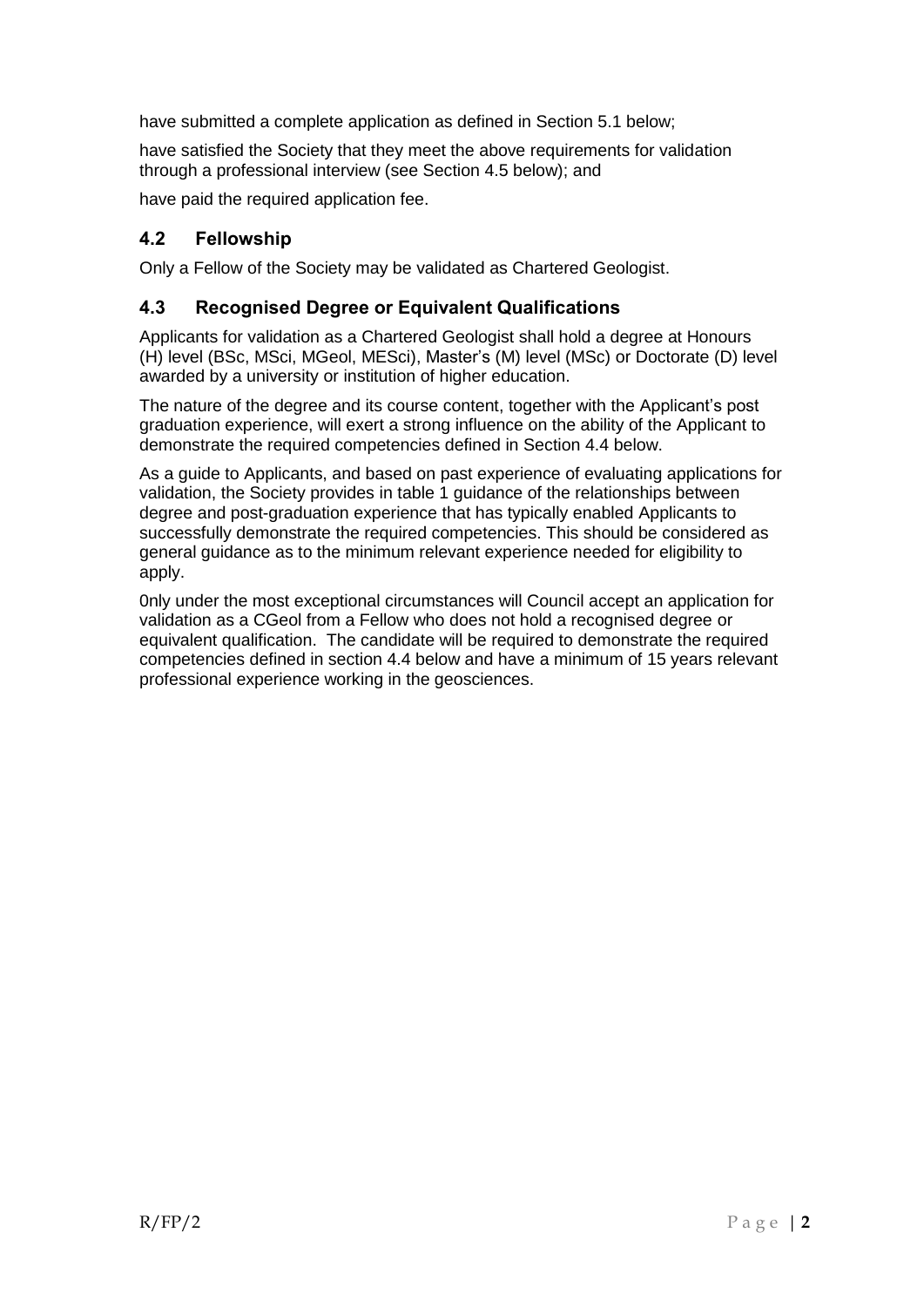have submitted a complete application as defined in Section 5.1 below;

have satisfied the Society that they meet the above requirements for validation through a professional interview (see Section 4.5 below); and

have paid the required application fee.

### 4.2 Fellowship

Only a Fellow of the Society may be validated as Chartered Geologist.

### 4.3 Recognised Degree or Equivalent Qualifications

Applicants for validation as a Chartered Geologist shall hold a degree at Honours (H) level (BSc, MSci, MGeol, MESci), Master's (M) level (MSc) or Doctorate (D) level awarded by a university or institution of higher education.

The nature of the degree and its course content, together with the Applicant's post graduation experience, will exert a strong influence on the ability of the Applicant to demonstrate the required competencies defined in Section 4.4 below.

As a guide to Applicants, and based on past experience of evaluating applications for validation, the Society provides in table 1 guidance of the relationships between degree and post-graduation experience that has typically enabled Applicants to successfully demonstrate the required competencies. This should be considered as general guidance as to the minimum relevant experience needed for eligibility to apply.

0nly under the most exceptional circumstances will Council accept an application for validation as a CGeol from a Fellow who does not hold a recognised degree or equivalent qualification. The candidate will be required to demonstrate the required competencies defined in section 4.4 below and have a minimum of 15 years relevant professional experience working in the geosciences.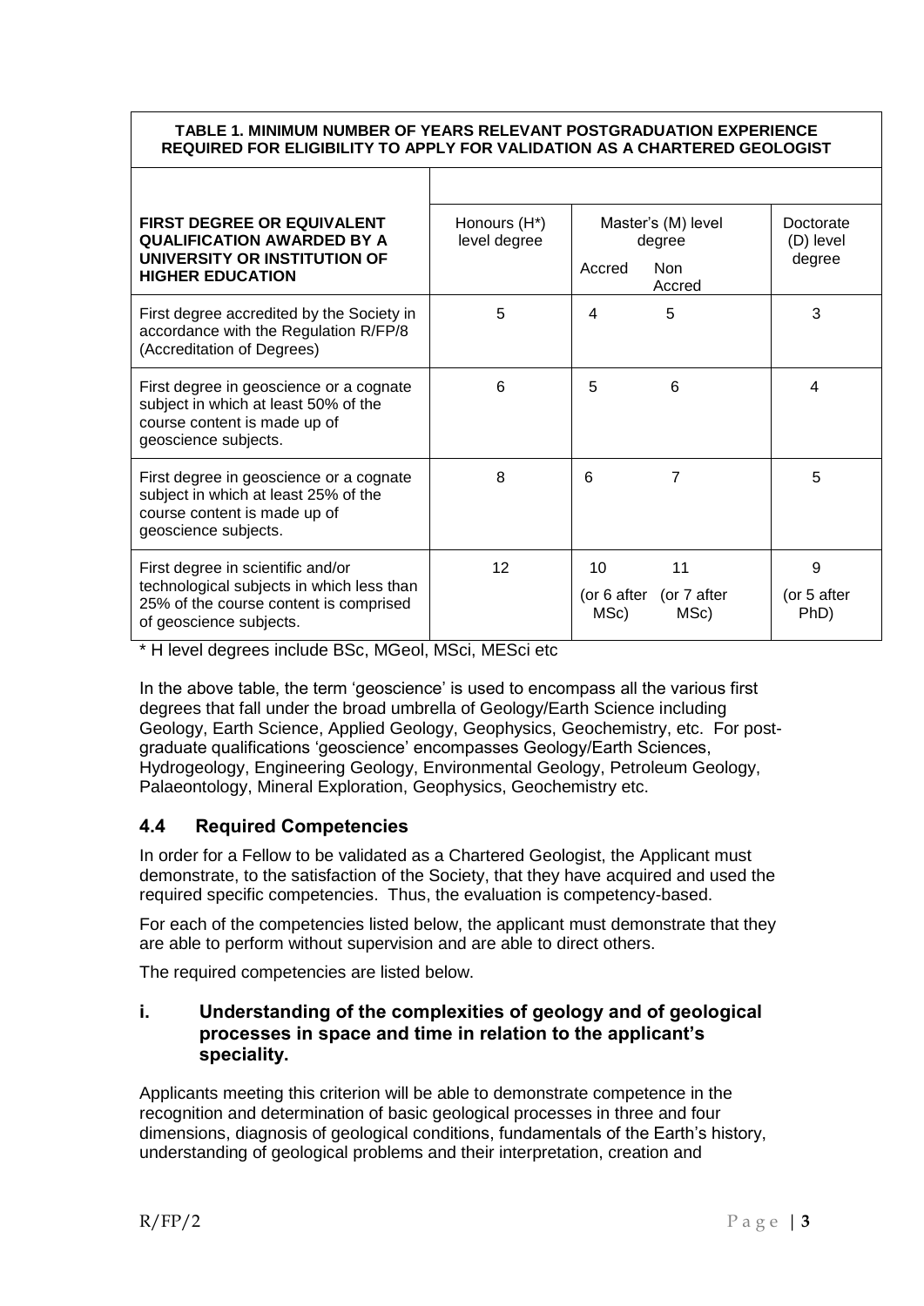**TABLE 1. MINIMUM NUMBER OF YEARS RELEVANT POSTGRADUATION EXPERIENCE REQUIRED FOR ELIGIBILITY TO APPLY FOR VALIDATION AS A CHARTERED GEOLOGIST**

| **FIRST DEGREE OR EQUIVALENT QUALIFICATION AWARDED BY A UNIVERSITY OR INSTITUTION OF HIGHER EDUCATION** | Honours (H*) level degree | Master's (M) level degree | | Doctorate (D) level degree |
|---|---|---|---|---|
| | | Accred | Non Accred | |
| First degree accredited by the Society in accordance with the Regulation R/FP/8 (Accreditation of Degrees) | 5 | 4 | 5 | 3 |
| First degree in geoscience or a cognate subject in which at least 50% of the course content is made up of geoscience subjects. | 6 | 5 | 6 | 4 |
| First degree in geoscience or a cognate subject in which at least 25% of the course content is made up of geoscience subjects. | 8 | 6 | 7 | 5 |
| First degree in scientific and/or technological subjects in which less than 25% of the course content is comprised of geoscience subjects. | 12 | 10 (or 6 after MSc) | 11 (or 7 after MSc) | 9 (or 5 after PhD) |

\* H level degrees include BSc, MGeol, MSci, MESci etc

In the above table, the term 'geoscience' is used to encompass all the various first degrees that fall under the broad umbrella of Geology/Earth Science including Geology, Earth Science, Applied Geology, Geophysics, Geochemistry, etc. For post-graduate qualifications 'geoscience' encompasses Geology/Earth Sciences, Hydrogeology, Engineering Geology, Environmental Geology, Petroleum Geology, Palaeontology, Mineral Exploration, Geophysics, Geochemistry etc.

## 4.4 Required Competencies

In order for a Fellow to be validated as a Chartered Geologist, the Applicant must demonstrate, to the satisfaction of the Society, that they have acquired and used the required specific competencies. Thus, the evaluation is competency-based.

For each of the competencies listed below, the applicant must demonstrate that they are able to perform without supervision and are able to direct others.

The required competencies are listed below.

### i. Understanding of the complexities of geology and of geological processes in space and time in relation to the applicant's speciality.

Applicants meeting this criterion will be able to demonstrate competence in the recognition and determination of basic geological processes in three and four dimensions, diagnosis of geological conditions, fundamentals of the Earth's history, understanding of geological problems and their interpretation, creation and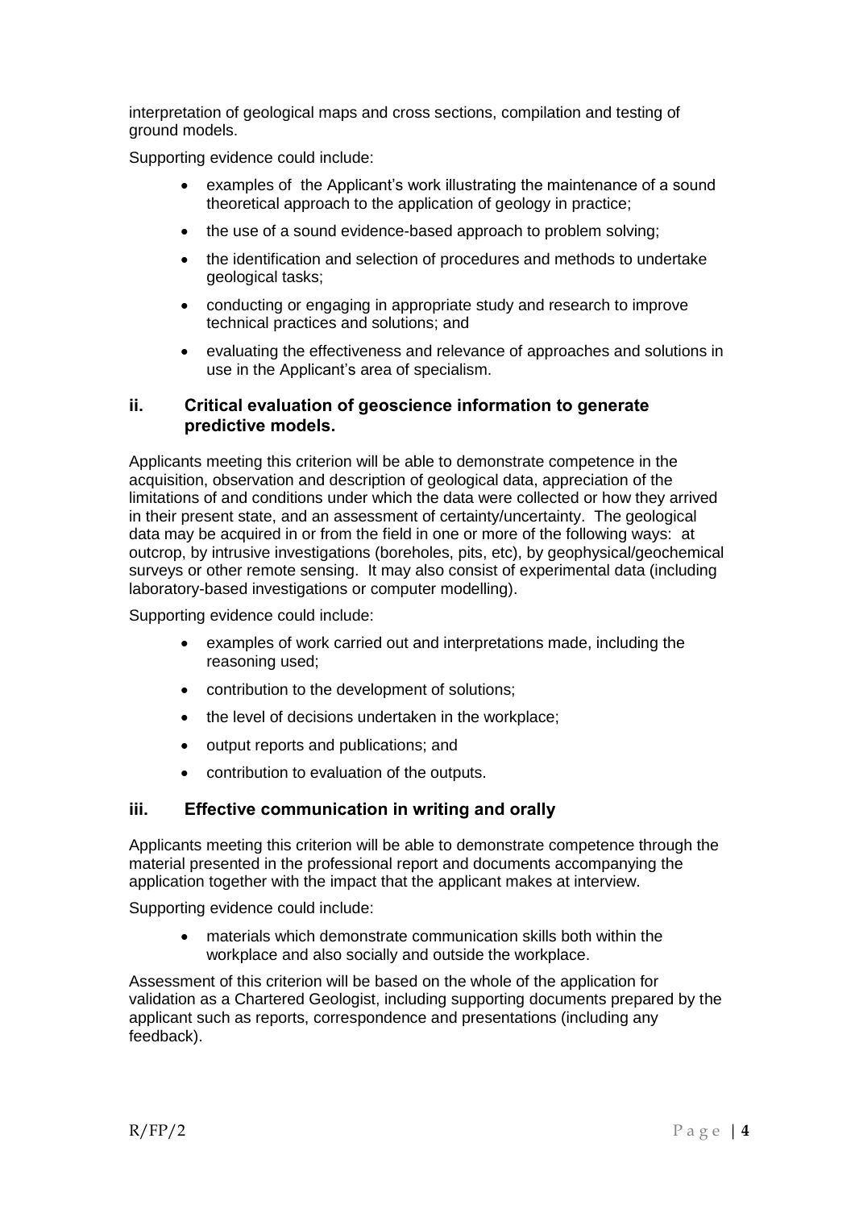interpretation of geological maps and cross sections, compilation and testing of ground models.

Supporting evidence could include:

- examples of the Applicant's work illustrating the maintenance of a sound theoretical approach to the application of geology in practice;
- the use of a sound evidence-based approach to problem solving;
- the identification and selection of procedures and methods to undertake geological tasks;
- conducting or engaging in appropriate study and research to improve technical practices and solutions; and
- evaluating the effectiveness and relevance of approaches and solutions in use in the Applicant's area of specialism.

### ii. Critical evaluation of geoscience information to generate predictive models.

Applicants meeting this criterion will be able to demonstrate competence in the acquisition, observation and description of geological data, appreciation of the limitations of and conditions under which the data were collected or how they arrived in their present state, and an assessment of certainty/uncertainty. The geological data may be acquired in or from the field in one or more of the following ways: at outcrop, by intrusive investigations (boreholes, pits, etc), by geophysical/geochemical surveys or other remote sensing. It may also consist of experimental data (including laboratory-based investigations or computer modelling).

Supporting evidence could include:

- examples of work carried out and interpretations made, including the reasoning used;
- contribution to the development of solutions;
- the level of decisions undertaken in the workplace;
- output reports and publications; and
- contribution to evaluation of the outputs.

### iii. Effective communication in writing and orally

Applicants meeting this criterion will be able to demonstrate competence through the material presented in the professional report and documents accompanying the application together with the impact that the applicant makes at interview.

Supporting evidence could include:

- materials which demonstrate communication skills both within the workplace and also socially and outside the workplace.

Assessment of this criterion will be based on the whole of the application for validation as a Chartered Geologist, including supporting documents prepared by the applicant such as reports, correspondence and presentations (including any feedback).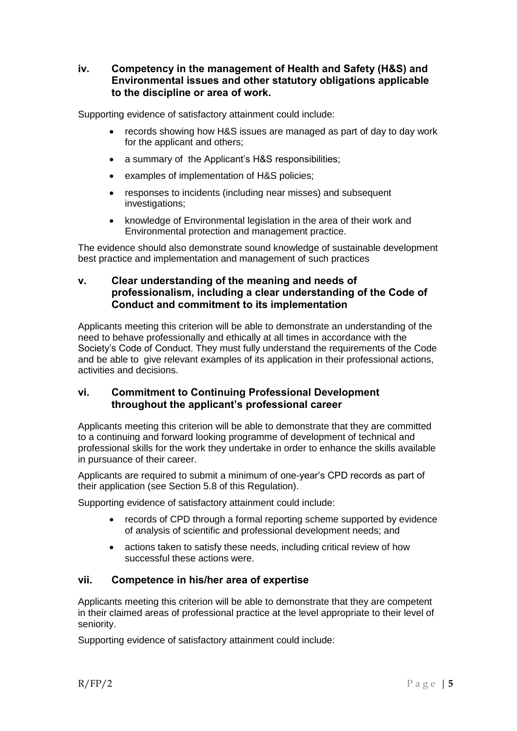### iv. Competency in the management of Health and Safety (H&S) and Environmental issues and other statutory obligations applicable to the discipline or area of work.

Supporting evidence of satisfactory attainment could include:

- records showing how H&S issues are managed as part of day to day work for the applicant and others;
- a summary of the Applicant's H&S responsibilities;
- examples of implementation of H&S policies;
- responses to incidents (including near misses) and subsequent investigations;
- knowledge of Environmental legislation in the area of their work and Environmental protection and management practice.

The evidence should also demonstrate sound knowledge of sustainable development best practice and implementation and management of such practices

### v. Clear understanding of the meaning and needs of professionalism, including a clear understanding of the Code of Conduct and commitment to its implementation

Applicants meeting this criterion will be able to demonstrate an understanding of the need to behave professionally and ethically at all times in accordance with the Society's Code of Conduct. They must fully understand the requirements of the Code and be able to give relevant examples of its application in their professional actions, activities and decisions.

### vi. Commitment to Continuing Professional Development throughout the applicant's professional career

Applicants meeting this criterion will be able to demonstrate that they are committed to a continuing and forward looking programme of development of technical and professional skills for the work they undertake in order to enhance the skills available in pursuance of their career.

Applicants are required to submit a minimum of one-year's CPD records as part of their application (see Section 5.8 of this Regulation).

Supporting evidence of satisfactory attainment could include:

- records of CPD through a formal reporting scheme supported by evidence of analysis of scientific and professional development needs; and
- actions taken to satisfy these needs, including critical review of how successful these actions were.

### vii. Competence in his/her area of expertise

Applicants meeting this criterion will be able to demonstrate that they are competent in their claimed areas of professional practice at the level appropriate to their level of seniority.

Supporting evidence of satisfactory attainment could include: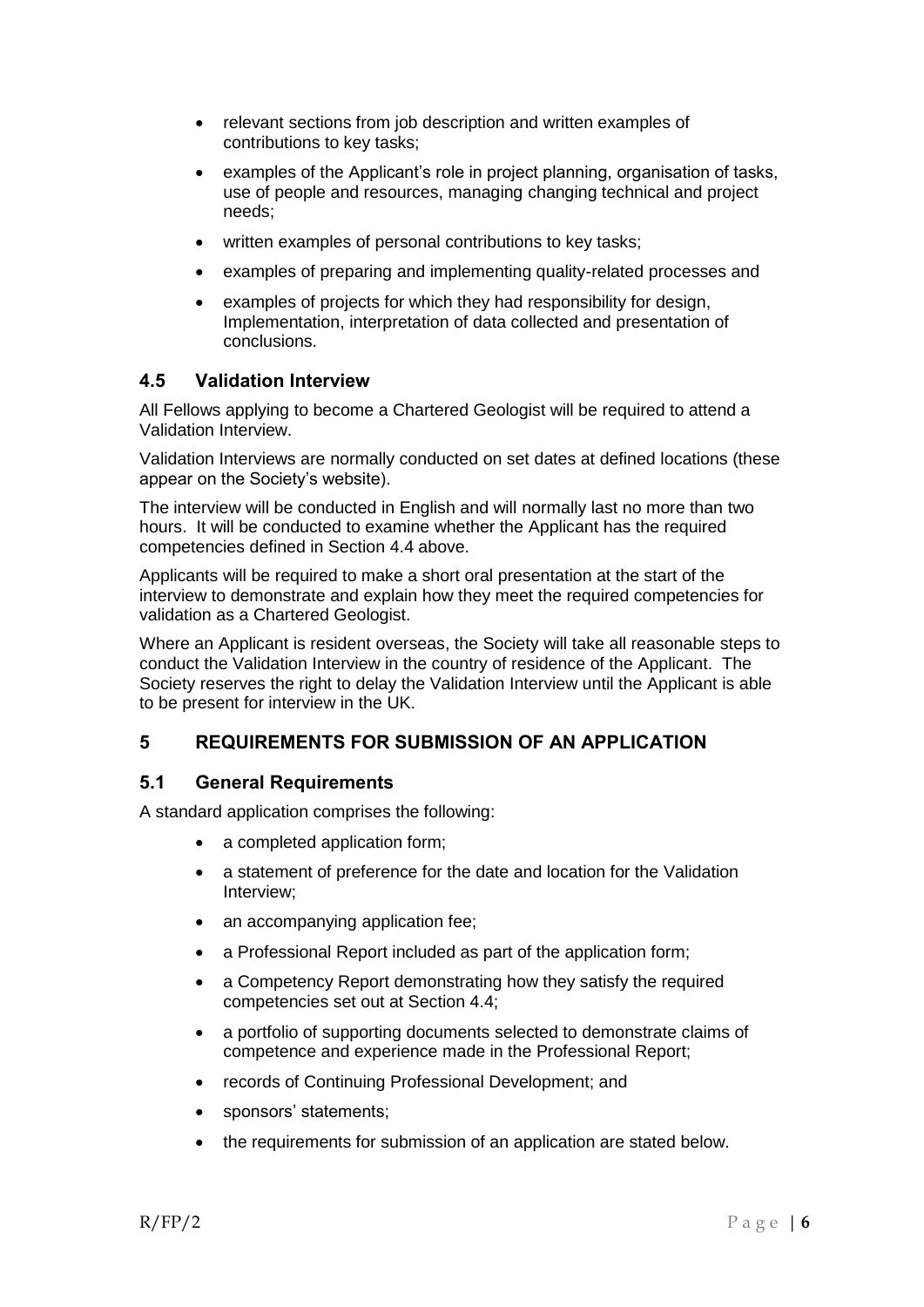- relevant sections from job description and written examples of contributions to key tasks;
- examples of the Applicant's role in project planning, organisation of tasks, use of people and resources, managing changing technical and project needs;
- written examples of personal contributions to key tasks;
- examples of preparing and implementing quality-related processes and
- examples of projects for which they had responsibility for design, Implementation, interpretation of data collected and presentation of conclusions.

### 4.5 Validation Interview

All Fellows applying to become a Chartered Geologist will be required to attend a Validation Interview.

Validation Interviews are normally conducted on set dates at defined locations (these appear on the Society's website).

The interview will be conducted in English and will normally last no more than two hours. It will be conducted to examine whether the Applicant has the required competencies defined in Section 4.4 above.

Applicants will be required to make a short oral presentation at the start of the interview to demonstrate and explain how they meet the required competencies for validation as a Chartered Geologist.

Where an Applicant is resident overseas, the Society will take all reasonable steps to conduct the Validation Interview in the country of residence of the Applicant. The Society reserves the right to delay the Validation Interview until the Applicant is able to be present for interview in the UK.

## 5 REQUIREMENTS FOR SUBMISSION OF AN APPLICATION

### 5.1 General Requirements

A standard application comprises the following:

- a completed application form;
- a statement of preference for the date and location for the Validation Interview;
- an accompanying application fee;
- a Professional Report included as part of the application form;
- a Competency Report demonstrating how they satisfy the required competencies set out at Section 4.4;
- a portfolio of supporting documents selected to demonstrate claims of competence and experience made in the Professional Report;
- records of Continuing Professional Development; and
- sponsors' statements;
- the requirements for submission of an application are stated below.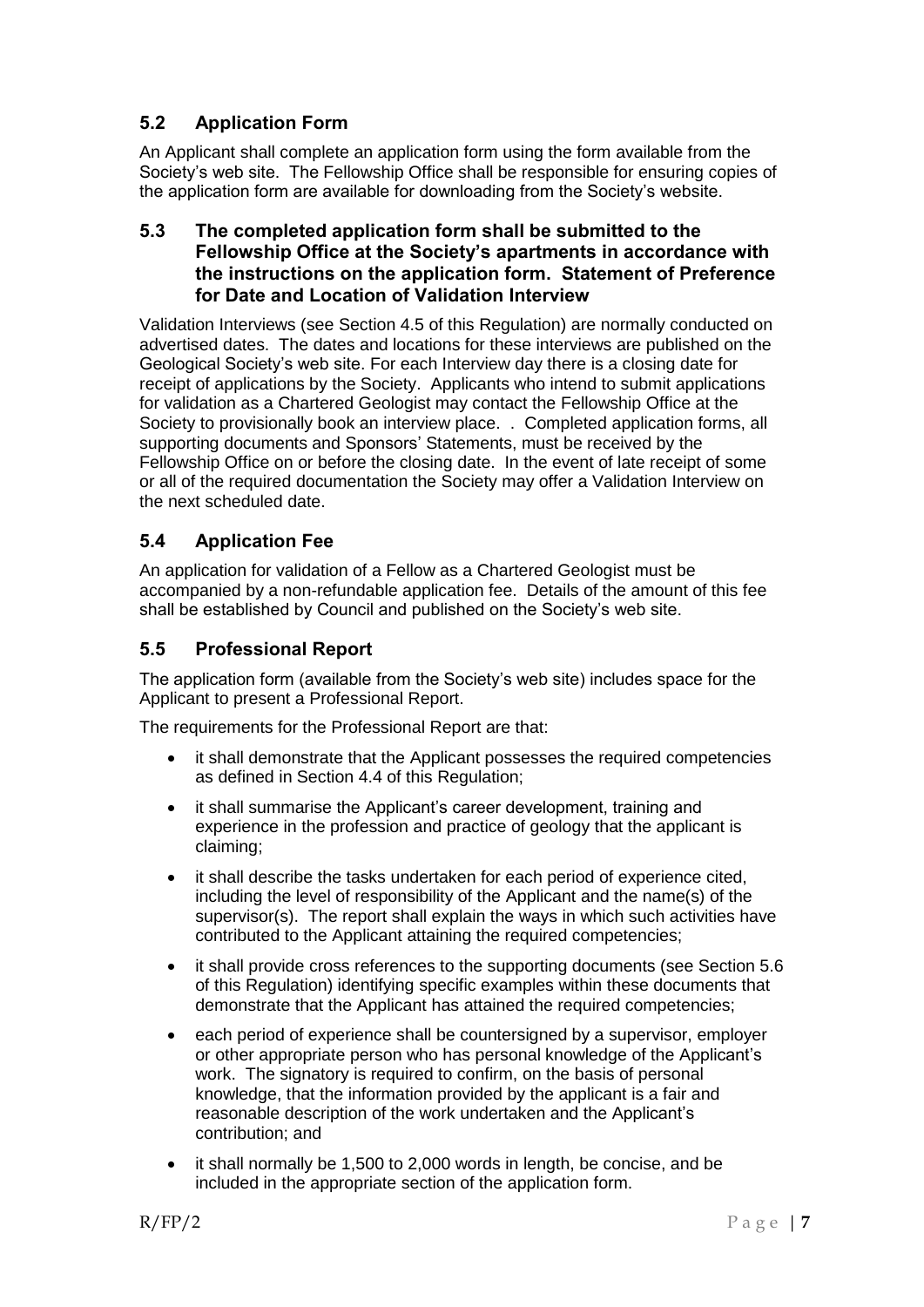## 5.2 Application Form

An Applicant shall complete an application form using the form available from the Society's web site. The Fellowship Office shall be responsible for ensuring copies of the application form are available for downloading from the Society's website.

## 5.3 The completed application form shall be submitted to the Fellowship Office at the Society's apartments in accordance with the instructions on the application form. Statement of Preference for Date and Location of Validation Interview

Validation Interviews (see Section 4.5 of this Regulation) are normally conducted on advertised dates. The dates and locations for these interviews are published on the Geological Society's web site. For each Interview day there is a closing date for receipt of applications by the Society. Applicants who intend to submit applications for validation as a Chartered Geologist may contact the Fellowship Office at the Society to provisionally book an interview place. . Completed application forms, all supporting documents and Sponsors' Statements, must be received by the Fellowship Office on or before the closing date. In the event of late receipt of some or all of the required documentation the Society may offer a Validation Interview on the next scheduled date.

## 5.4 Application Fee

An application for validation of a Fellow as a Chartered Geologist must be accompanied by a non-refundable application fee. Details of the amount of this fee shall be established by Council and published on the Society's web site.

## 5.5 Professional Report

The application form (available from the Society's web site) includes space for the Applicant to present a Professional Report.

The requirements for the Professional Report are that:

- it shall demonstrate that the Applicant possesses the required competencies as defined in Section 4.4 of this Regulation;
- it shall summarise the Applicant's career development, training and experience in the profession and practice of geology that the applicant is claiming;
- it shall describe the tasks undertaken for each period of experience cited, including the level of responsibility of the Applicant and the name(s) of the supervisor(s). The report shall explain the ways in which such activities have contributed to the Applicant attaining the required competencies;
- it shall provide cross references to the supporting documents (see Section 5.6 of this Regulation) identifying specific examples within these documents that demonstrate that the Applicant has attained the required competencies;
- each period of experience shall be countersigned by a supervisor, employer or other appropriate person who has personal knowledge of the Applicant's work. The signatory is required to confirm, on the basis of personal knowledge, that the information provided by the applicant is a fair and reasonable description of the work undertaken and the Applicant's contribution; and
- it shall normally be 1,500 to 2,000 words in length, be concise, and be included in the appropriate section of the application form.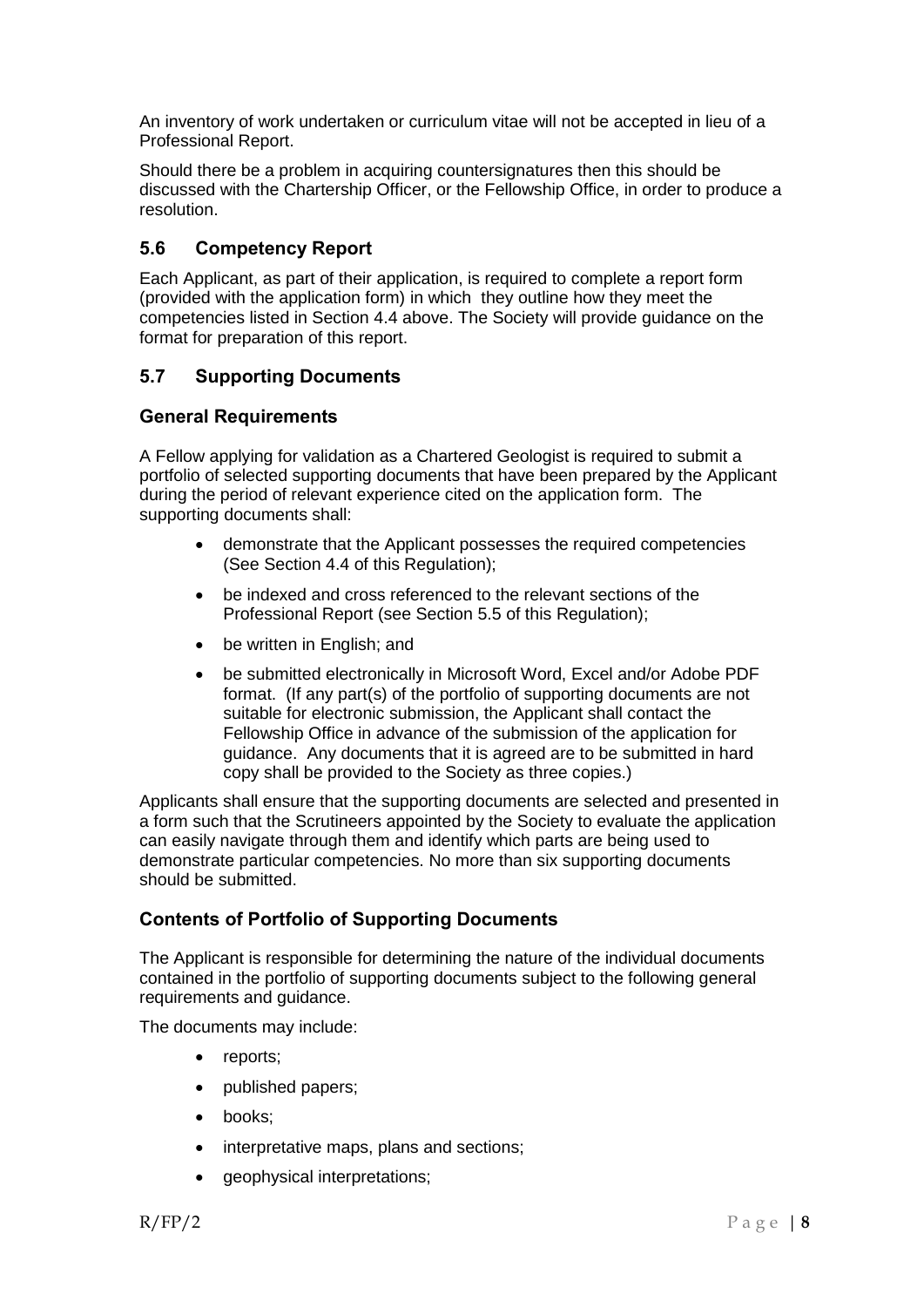An inventory of work undertaken or curriculum vitae will not be accepted in lieu of a Professional Report.

Should there be a problem in acquiring countersignatures then this should be discussed with the Chartership Officer, or the Fellowship Office, in order to produce a resolution.

## 5.6 Competency Report

Each Applicant, as part of their application, is required to complete a report form (provided with the application form) in which they outline how they meet the competencies listed in Section 4.4 above. The Society will provide guidance on the format for preparation of this report.

## 5.7 Supporting Documents

### General Requirements

A Fellow applying for validation as a Chartered Geologist is required to submit a portfolio of selected supporting documents that have been prepared by the Applicant during the period of relevant experience cited on the application form. The supporting documents shall:

- demonstrate that the Applicant possesses the required competencies (See Section 4.4 of this Regulation);
- be indexed and cross referenced to the relevant sections of the Professional Report (see Section 5.5 of this Regulation);
- be written in English; and
- be submitted electronically in Microsoft Word, Excel and/or Adobe PDF format. (If any part(s) of the portfolio of supporting documents are not suitable for electronic submission, the Applicant shall contact the Fellowship Office in advance of the submission of the application for guidance. Any documents that it is agreed are to be submitted in hard copy shall be provided to the Society as three copies.)

Applicants shall ensure that the supporting documents are selected and presented in a form such that the Scrutineers appointed by the Society to evaluate the application can easily navigate through them and identify which parts are being used to demonstrate particular competencies. No more than six supporting documents should be submitted.

### Contents of Portfolio of Supporting Documents

The Applicant is responsible for determining the nature of the individual documents contained in the portfolio of supporting documents subject to the following general requirements and guidance.

The documents may include:

- reports;
- published papers;
- books;
- interpretative maps, plans and sections;
- geophysical interpretations;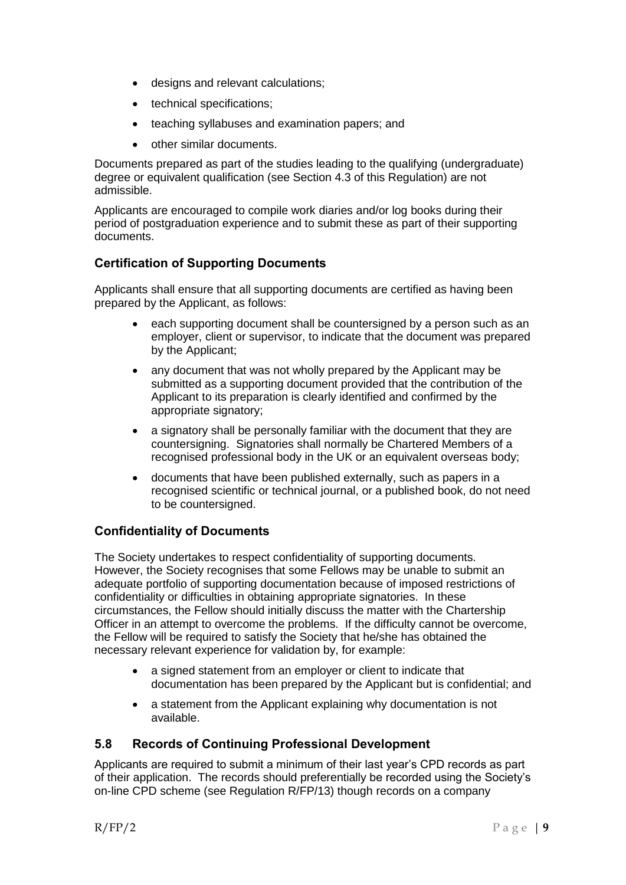- designs and relevant calculations;
- technical specifications;
- teaching syllabuses and examination papers; and
- other similar documents.

Documents prepared as part of the studies leading to the qualifying (undergraduate) degree or equivalent qualification (see Section 4.3 of this Regulation) are not admissible.

Applicants are encouraged to compile work diaries and/or log books during their period of postgraduation experience and to submit these as part of their supporting documents.

### Certification of Supporting Documents

Applicants shall ensure that all supporting documents are certified as having been prepared by the Applicant, as follows:

- each supporting document shall be countersigned by a person such as an employer, client or supervisor, to indicate that the document was prepared by the Applicant;
- any document that was not wholly prepared by the Applicant may be submitted as a supporting document provided that the contribution of the Applicant to its preparation is clearly identified and confirmed by the appropriate signatory;
- a signatory shall be personally familiar with the document that they are countersigning. Signatories shall normally be Chartered Members of a recognised professional body in the UK or an equivalent overseas body;
- documents that have been published externally, such as papers in a recognised scientific or technical journal, or a published book, do not need to be countersigned.

### Confidentiality of Documents

The Society undertakes to respect confidentiality of supporting documents. However, the Society recognises that some Fellows may be unable to submit an adequate portfolio of supporting documentation because of imposed restrictions of confidentiality or difficulties in obtaining appropriate signatories. In these circumstances, the Fellow should initially discuss the matter with the Chartership Officer in an attempt to overcome the problems. If the difficulty cannot be overcome, the Fellow will be required to satisfy the Society that he/she has obtained the necessary relevant experience for validation by, for example:

- a signed statement from an employer or client to indicate that documentation has been prepared by the Applicant but is confidential; and
- a statement from the Applicant explaining why documentation is not available.

## 5.8 Records of Continuing Professional Development

Applicants are required to submit a minimum of their last year's CPD records as part of their application. The records should preferentially be recorded using the Society's on-line CPD scheme (see Regulation R/FP/13) though records on a company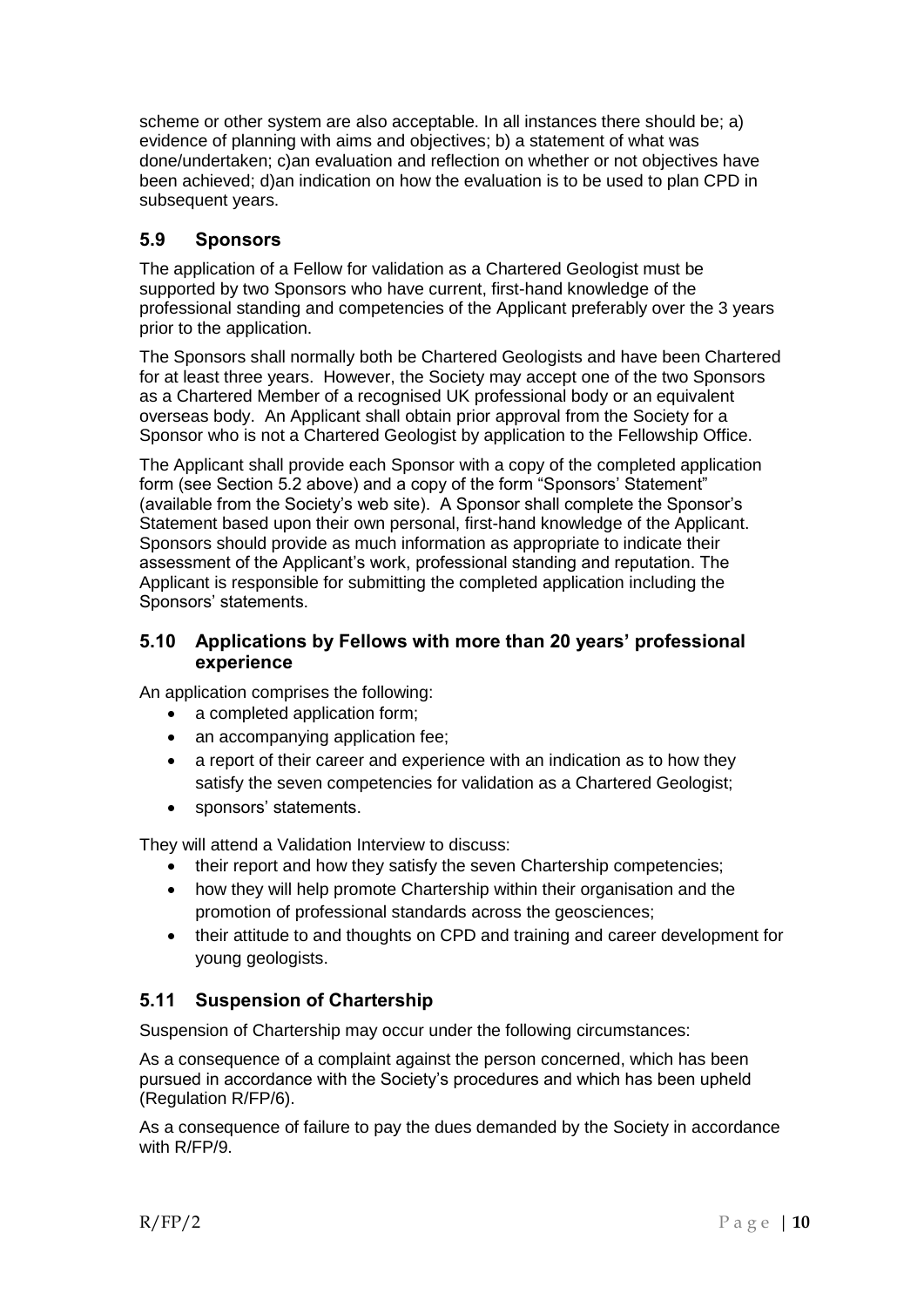scheme or other system are also acceptable. In all instances there should be; a) evidence of planning with aims and objectives; b) a statement of what was done/undertaken; c)an evaluation and reflection on whether or not objectives have been achieved; d)an indication on how the evaluation is to be used to plan CPD in subsequent years.

### 5.9 Sponsors

The application of a Fellow for validation as a Chartered Geologist must be supported by two Sponsors who have current, first-hand knowledge of the professional standing and competencies of the Applicant preferably over the 3 years prior to the application.

The Sponsors shall normally both be Chartered Geologists and have been Chartered for at least three years. However, the Society may accept one of the two Sponsors as a Chartered Member of a recognised UK professional body or an equivalent overseas body. An Applicant shall obtain prior approval from the Society for a Sponsor who is not a Chartered Geologist by application to the Fellowship Office.

The Applicant shall provide each Sponsor with a copy of the completed application form (see Section 5.2 above) and a copy of the form "Sponsors' Statement" (available from the Society's web site). A Sponsor shall complete the Sponsor's Statement based upon their own personal, first-hand knowledge of the Applicant. Sponsors should provide as much information as appropriate to indicate their assessment of the Applicant's work, professional standing and reputation. The Applicant is responsible for submitting the completed application including the Sponsors' statements.

### 5.10 Applications by Fellows with more than 20 years' professional experience

An application comprises the following:

- a completed application form;
- an accompanying application fee;
- a report of their career and experience with an indication as to how they satisfy the seven competencies for validation as a Chartered Geologist;
- sponsors' statements.

They will attend a Validation Interview to discuss:

- their report and how they satisfy the seven Chartership competencies;
- how they will help promote Chartership within their organisation and the promotion of professional standards across the geosciences;
- their attitude to and thoughts on CPD and training and career development for young geologists.

### 5.11 Suspension of Chartership

Suspension of Chartership may occur under the following circumstances:

As a consequence of a complaint against the person concerned, which has been pursued in accordance with the Society's procedures and which has been upheld (Regulation R/FP/6).

As a consequence of failure to pay the dues demanded by the Society in accordance with R/FP/9.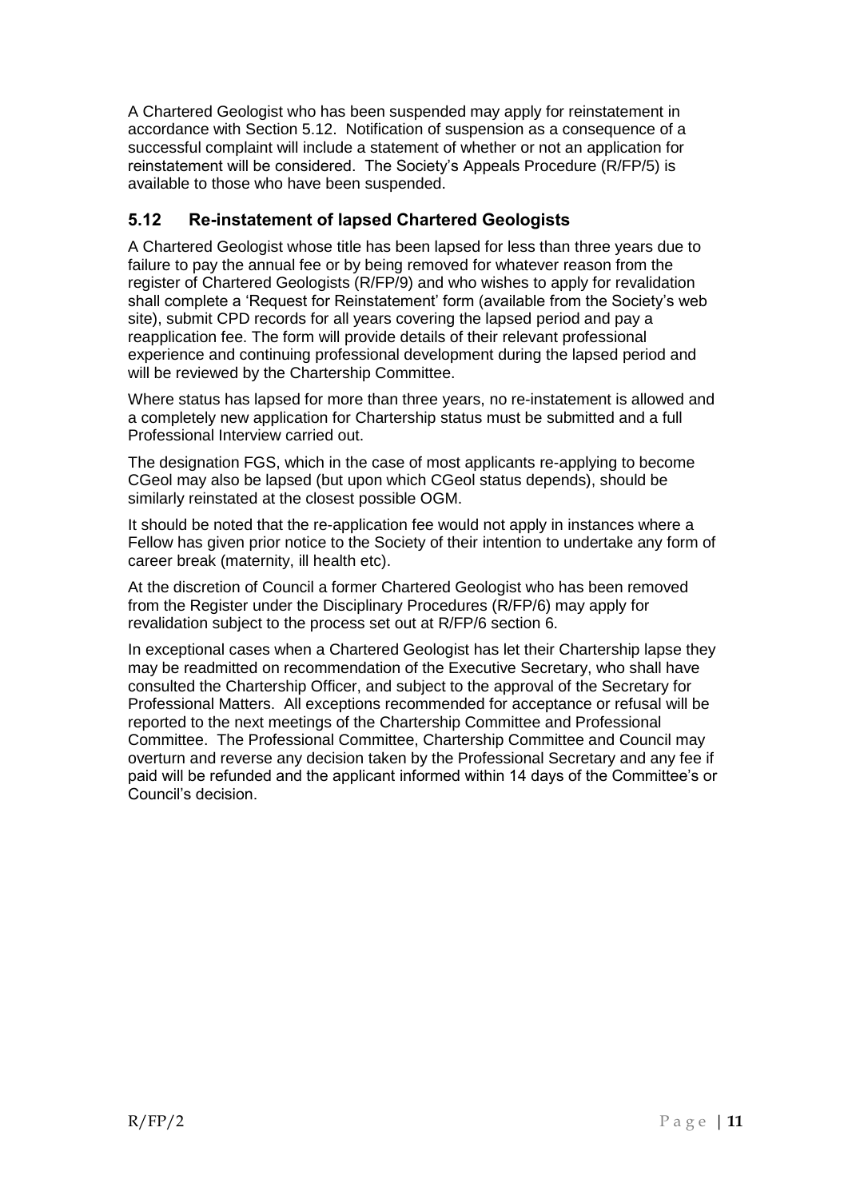A Chartered Geologist who has been suspended may apply for reinstatement in accordance with Section 5.12. Notification of suspension as a consequence of a successful complaint will include a statement of whether or not an application for reinstatement will be considered. The Society's Appeals Procedure (R/FP/5) is available to those who have been suspended.

### 5.12 Re-instatement of lapsed Chartered Geologists

A Chartered Geologist whose title has been lapsed for less than three years due to failure to pay the annual fee or by being removed for whatever reason from the register of Chartered Geologists (R/FP/9) and who wishes to apply for revalidation shall complete a 'Request for Reinstatement' form (available from the Society's web site), submit CPD records for all years covering the lapsed period and pay a reapplication fee. The form will provide details of their relevant professional experience and continuing professional development during the lapsed period and will be reviewed by the Chartership Committee.

Where status has lapsed for more than three years, no re-instatement is allowed and a completely new application for Chartership status must be submitted and a full Professional Interview carried out.

The designation FGS, which in the case of most applicants re-applying to become CGeol may also be lapsed (but upon which CGeol status depends), should be similarly reinstated at the closest possible OGM.

It should be noted that the re-application fee would not apply in instances where a Fellow has given prior notice to the Society of their intention to undertake any form of career break (maternity, ill health etc).

At the discretion of Council a former Chartered Geologist who has been removed from the Register under the Disciplinary Procedures (R/FP/6) may apply for revalidation subject to the process set out at R/FP/6 section 6.

In exceptional cases when a Chartered Geologist has let their Chartership lapse they may be readmitted on recommendation of the Executive Secretary, who shall have consulted the Chartership Officer, and subject to the approval of the Secretary for Professional Matters. All exceptions recommended for acceptance or refusal will be reported to the next meetings of the Chartership Committee and Professional Committee. The Professional Committee, Chartership Committee and Council may overturn and reverse any decision taken by the Professional Secretary and any fee if paid will be refunded and the applicant informed within 14 days of the Committee's or Council's decision.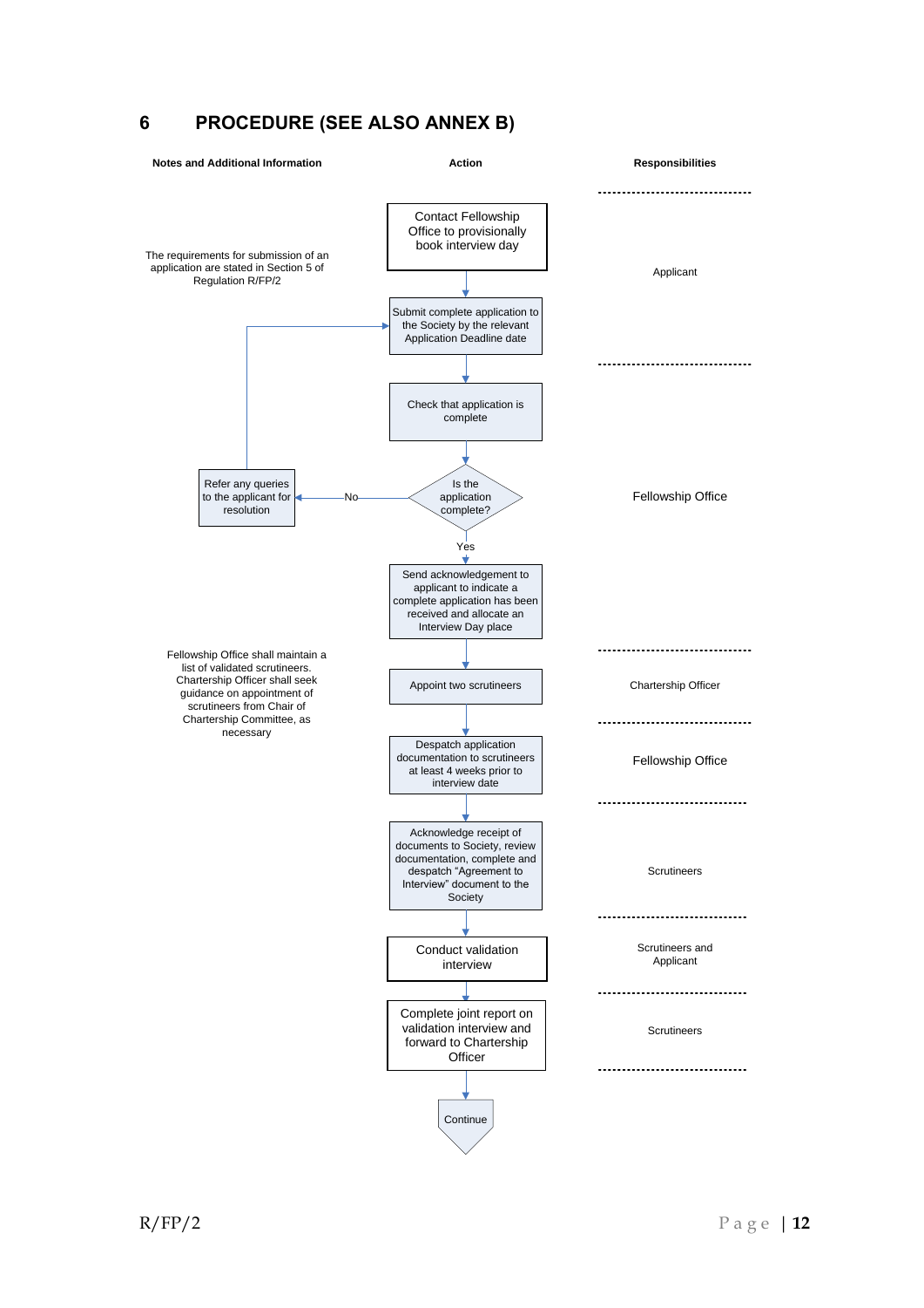# 6 PROCEDURE (SEE ALSO ANNEX B)

| Notes and Additional Information | Action | Responsibilities |
|---|---|---|
| The requirements for submission of an application are stated in Section 5 of Regulation R/FP/2 | Contact Fellowship Office to provisionally book interview day | Applicant |
| | Submit complete application to the Society by the relevant Application Deadline date | Applicant |
| | Check that application is complete | Fellowship Office |
| Refer any queries to the applicant for resolution (then return to "Submit complete application to the Society by the relevant Application Deadline date") | Is the application complete? No → Refer any queries to the applicant for resolution; Yes → continue | Fellowship Office |
| | Send acknowledgement to applicant to indicate a complete application has been received and allocate an Interview Day place | Fellowship Office |
| Fellowship Office shall maintain a list of validated scrutineers. Chartership Officer shall seek guidance on appointment of scrutineers from Chair of Chartership Committee, as necessary | Appoint two scrutineers | Chartership Officer |
| | Despatch application documentation to scrutineers at least 4 weeks prior to interview date | Fellowship Office |
| | Acknowledge receipt of documents to Society, review documentation, complete and despatch "Agreement to Interview" document to the Society | Scrutineers |
| | Conduct validation interview | Scrutineers and Applicant |
| | Complete joint report on validation interview and forward to Chartership Officer | Scrutineers |
| | Continue | |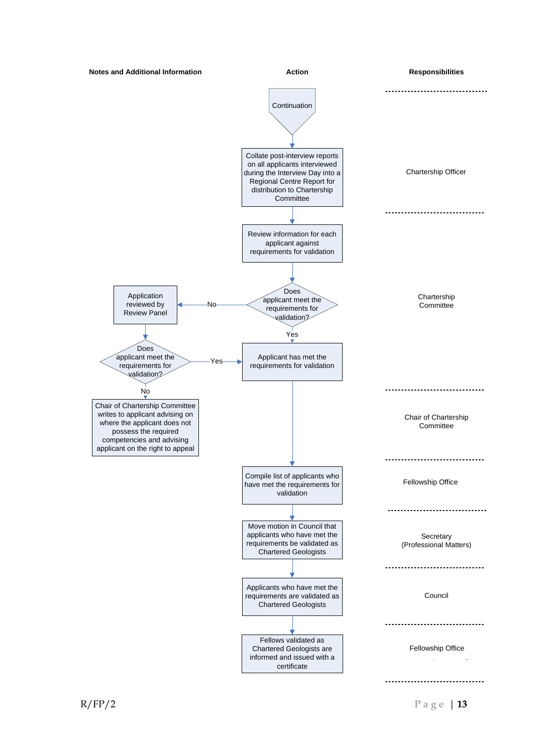**Notes and Additional Information** | **Action** | **Responsibilities**

Continuation

Collate post-interview reports on all applicants interviewed during the Interview Day into a Regional Centre Report for distribution to Chartership Committee — Chartership Officer

Review information for each applicant against requirements for validation

Does applicant meet the requirements for validation?

No → Application reviewed by Review Panel

Does applicant meet the requirements for validation?

Yes → Applicant has met the requirements for validation

No → Chair of Chartership Committee writes to applicant advising on where the applicant does not possess the required competencies and advising applicant on the right to appeal

Yes → Applicant has met the requirements for validation — Chartership Committee

Chair of Chartership Committee

Compile list of applicants who have met the requirements for validation — Fellowship Office

Move motion in Council that applicants who have met the requirements be validated as Chartered Geologists — Secretary (Professional Matters)

Applicants who have met the requirements are validated as Chartered Geologists — Council

Fellows validated as Chartered Geologists are informed and issued with a certificate — Fellowship Office

R/FP/2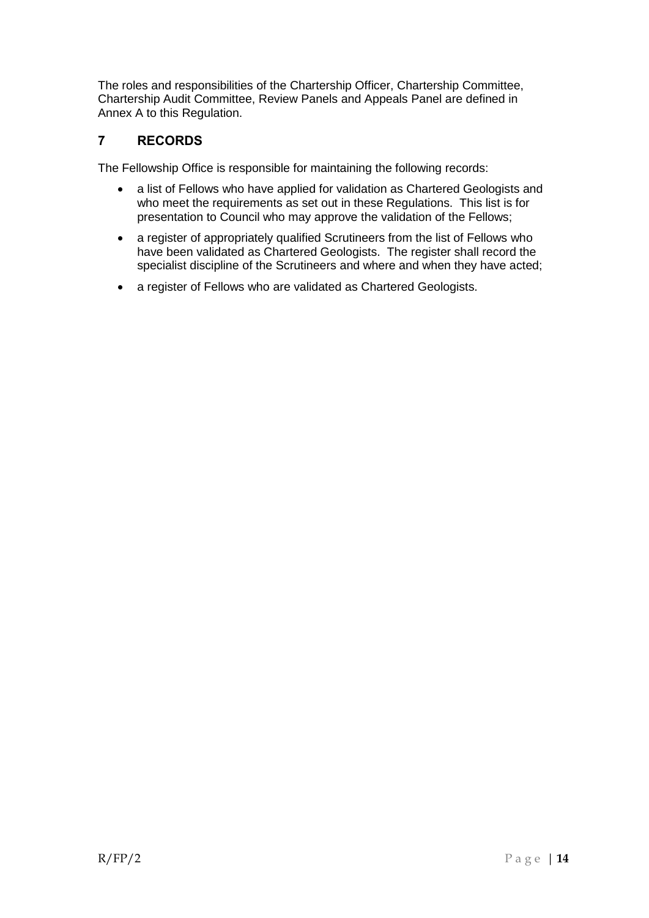The roles and responsibilities of the Chartership Officer, Chartership Committee, Chartership Audit Committee, Review Panels and Appeals Panel are defined in Annex A to this Regulation.

## 7 RECORDS

The Fellowship Office is responsible for maintaining the following records:

- a list of Fellows who have applied for validation as Chartered Geologists and who meet the requirements as set out in these Regulations. This list is for presentation to Council who may approve the validation of the Fellows;
- a register of appropriately qualified Scrutineers from the list of Fellows who have been validated as Chartered Geologists. The register shall record the specialist discipline of the Scrutineers and where and when they have acted;
- a register of Fellows who are validated as Chartered Geologists.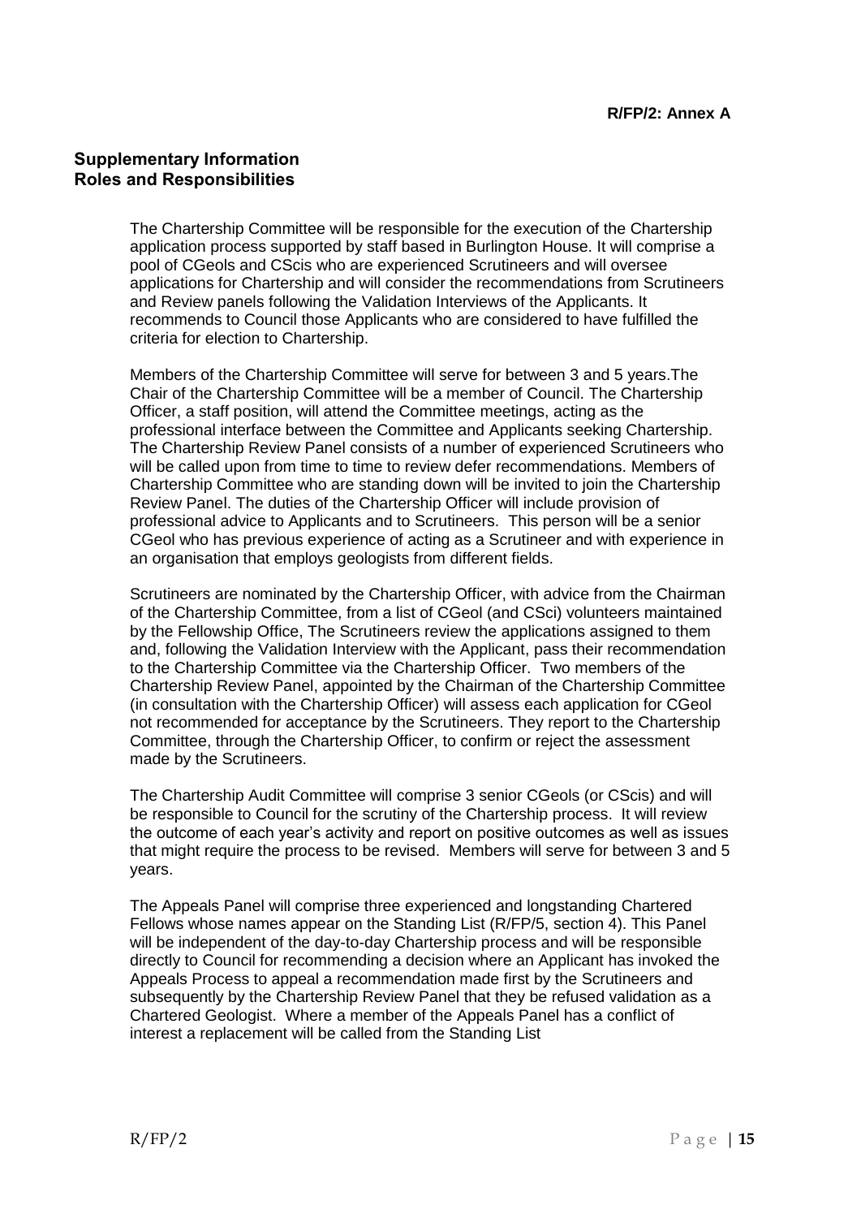**R/FP/2: Annex A**

## Supplementary Information
## Roles and Responsibilities

The Chartership Committee will be responsible for the execution of the Chartership application process supported by staff based in Burlington House. It will comprise a pool of CGeols and CScis who are experienced Scrutineers and will oversee applications for Chartership and will consider the recommendations from Scrutineers and Review panels following the Validation Interviews of the Applicants. It recommends to Council those Applicants who are considered to have fulfilled the criteria for election to Chartership.

Members of the Chartership Committee will serve for between 3 and 5 years.The Chair of the Chartership Committee will be a member of Council. The Chartership Officer, a staff position, will attend the Committee meetings, acting as the professional interface between the Committee and Applicants seeking Chartership. The Chartership Review Panel consists of a number of experienced Scrutineers who will be called upon from time to time to review defer recommendations. Members of Chartership Committee who are standing down will be invited to join the Chartership Review Panel. The duties of the Chartership Officer will include provision of professional advice to Applicants and to Scrutineers. This person will be a senior CGeol who has previous experience of acting as a Scrutineer and with experience in an organisation that employs geologists from different fields.

Scrutineers are nominated by the Chartership Officer, with advice from the Chairman of the Chartership Committee, from a list of CGeol (and CSci) volunteers maintained by the Fellowship Office, The Scrutineers review the applications assigned to them and, following the Validation Interview with the Applicant, pass their recommendation to the Chartership Committee via the Chartership Officer. Two members of the Chartership Review Panel, appointed by the Chairman of the Chartership Committee (in consultation with the Chartership Officer) will assess each application for CGeol not recommended for acceptance by the Scrutineers. They report to the Chartership Committee, through the Chartership Officer, to confirm or reject the assessment made by the Scrutineers.

The Chartership Audit Committee will comprise 3 senior CGeols (or CScis) and will be responsible to Council for the scrutiny of the Chartership process. It will review the outcome of each year's activity and report on positive outcomes as well as issues that might require the process to be revised. Members will serve for between 3 and 5 years.

The Appeals Panel will comprise three experienced and longstanding Chartered Fellows whose names appear on the Standing List (R/FP/5, section 4). This Panel will be independent of the day-to-day Chartership process and will be responsible directly to Council for recommending a decision where an Applicant has invoked the Appeals Process to appeal a recommendation made first by the Scrutineers and subsequently by the Chartership Review Panel that they be refused validation as a Chartered Geologist. Where a member of the Appeals Panel has a conflict of interest a replacement will be called from the Standing List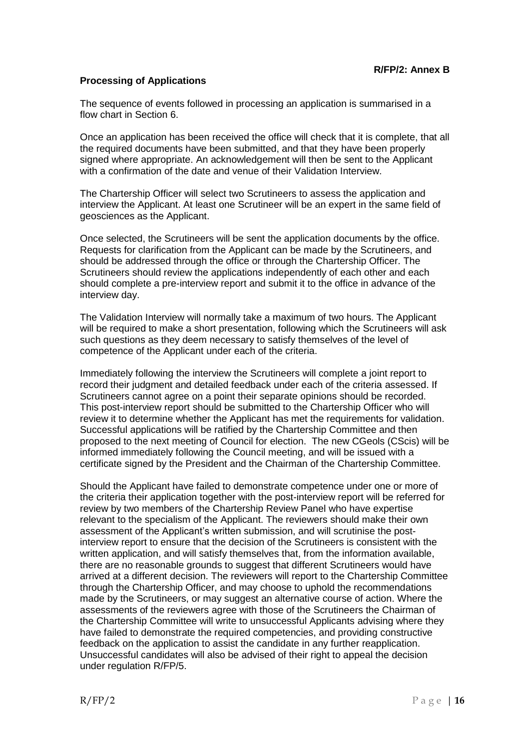**R/FP/2: Annex B**

**Processing of Applications**

The sequence of events followed in processing an application is summarised in a flow chart in Section 6.

Once an application has been received the office will check that it is complete, that all the required documents have been submitted, and that they have been properly signed where appropriate. An acknowledgement will then be sent to the Applicant with a confirmation of the date and venue of their Validation Interview.

The Chartership Officer will select two Scrutineers to assess the application and interview the Applicant. At least one Scrutineer will be an expert in the same field of geosciences as the Applicant.

Once selected, the Scrutineers will be sent the application documents by the office. Requests for clarification from the Applicant can be made by the Scrutineers, and should be addressed through the office or through the Chartership Officer. The Scrutineers should review the applications independently of each other and each should complete a pre-interview report and submit it to the office in advance of the interview day.

The Validation Interview will normally take a maximum of two hours. The Applicant will be required to make a short presentation, following which the Scrutineers will ask such questions as they deem necessary to satisfy themselves of the level of competence of the Applicant under each of the criteria.

Immediately following the interview the Scrutineers will complete a joint report to record their judgment and detailed feedback under each of the criteria assessed. If Scrutineers cannot agree on a point their separate opinions should be recorded. This post-interview report should be submitted to the Chartership Officer who will review it to determine whether the Applicant has met the requirements for validation. Successful applications will be ratified by the Chartership Committee and then proposed to the next meeting of Council for election. The new CGeols (CScis) will be informed immediately following the Council meeting, and will be issued with a certificate signed by the President and the Chairman of the Chartership Committee.

Should the Applicant have failed to demonstrate competence under one or more of the criteria their application together with the post-interview report will be referred for review by two members of the Chartership Review Panel who have expertise relevant to the specialism of the Applicant. The reviewers should make their own assessment of the Applicant's written submission, and will scrutinise the post-interview report to ensure that the decision of the Scrutineers is consistent with the written application, and will satisfy themselves that, from the information available, there are no reasonable grounds to suggest that different Scrutineers would have arrived at a different decision. The reviewers will report to the Chartership Committee through the Chartership Officer, and may choose to uphold the recommendations made by the Scrutineers, or may suggest an alternative course of action. Where the assessments of the reviewers agree with those of the Scrutineers the Chairman of the Chartership Committee will write to unsuccessful Applicants advising where they have failed to demonstrate the required competencies, and providing constructive feedback on the application to assist the candidate in any further reapplication. Unsuccessful candidates will also be advised of their right to appeal the decision under regulation R/FP/5.